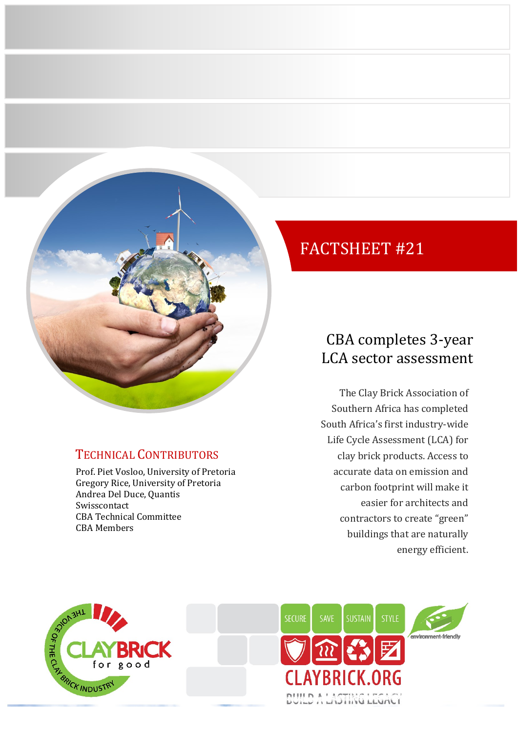# FACTSHEET #21

## CBA completes 3-year LCA sector assessment

The Clay Brick Association of Southern Africa has completed South Africa's first industry-wide Life Cycle Assessment (LCA) for clay brick products. Access to accurate data on emission and carbon footprint will make it easier for architects and contractors to create "green" buildings that are naturally energy efficient.

### Technical Contributors

Prof. Piet Vosloo, University of Pretoria
Gregory Rice, University of Pretoria
Andrea Del Duce, Quantis
Swisscontact
CBA Technical Committee
CBA Members

THE VOICE OF THE CLAY BRICK INDUSTRY
CLAYBRICK for good

SECURE SAVE SUSTAIN STYLE
environment-friendly
CLAYBRICK.ORG
BUILD A LASTING LEGACY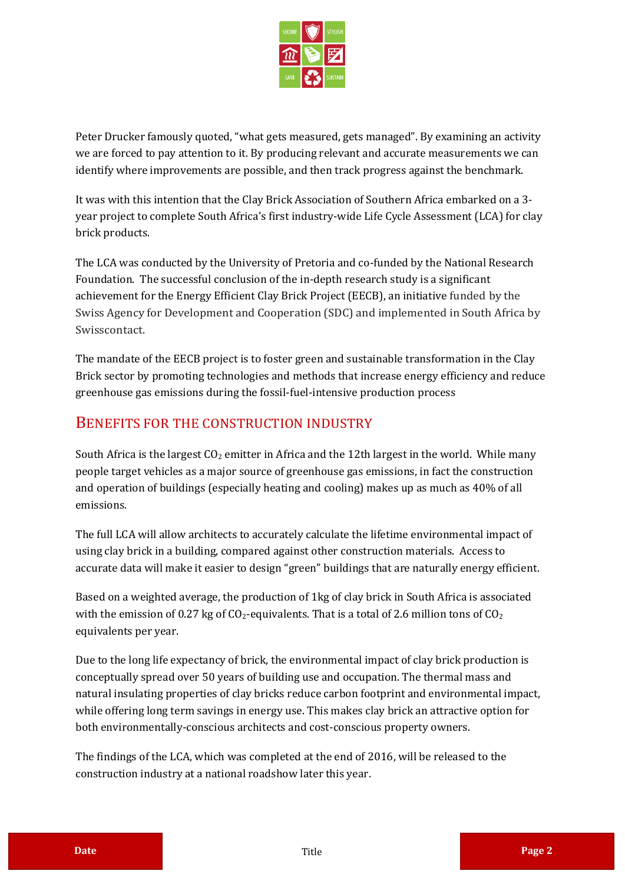Peter Drucker famously quoted, "what gets measured, gets managed". By examining an activity we are forced to pay attention to it. By producing relevant and accurate measurements we can identify where improvements are possible, and then track progress against the benchmark.

It was with this intention that the Clay Brick Association of Southern Africa embarked on a 3-year project to complete South Africa's first industry-wide Life Cycle Assessment (LCA) for clay brick products.

The LCA was conducted by the University of Pretoria and co-funded by the National Research Foundation. The successful conclusion of the in-depth research study is a significant achievement for the Energy Efficient Clay Brick Project (EECB), an initiative funded by the Swiss Agency for Development and Cooperation (SDC) and implemented in South Africa by Swisscontact.

The mandate of the EECB project is to foster green and sustainable transformation in the Clay Brick sector by promoting technologies and methods that increase energy efficiency and reduce greenhouse gas emissions during the fossil-fuel-intensive production process

## Benefits for the Construction Industry

South Africa is the largest $CO_2$ emitter in Africa and the 12th largest in the world. While many people target vehicles as a major source of greenhouse gas emissions, in fact the construction and operation of buildings (especially heating and cooling) makes up as much as 40% of all emissions.

The full LCA will allow architects to accurately calculate the lifetime environmental impact of using clay brick in a building, compared against other construction materials. Access to accurate data will make it easier to design "green" buildings that are naturally energy efficient.

Based on a weighted average, the production of 1kg of clay brick in South Africa is associated with the emission of 0.27 kg of $CO_2$-equivalents. That is a total of 2.6 million tons of $CO_2$ equivalents per year.

Due to the long life expectancy of brick, the environmental impact of clay brick production is conceptually spread over 50 years of building use and occupation. The thermal mass and natural insulating properties of clay bricks reduce carbon footprint and environmental impact, while offering long term savings in energy use. This makes clay brick an attractive option for both environmentally-conscious architects and cost-conscious property owners.

The findings of the LCA, which was completed at the end of 2016, will be released to the construction industry at a national roadshow later this year.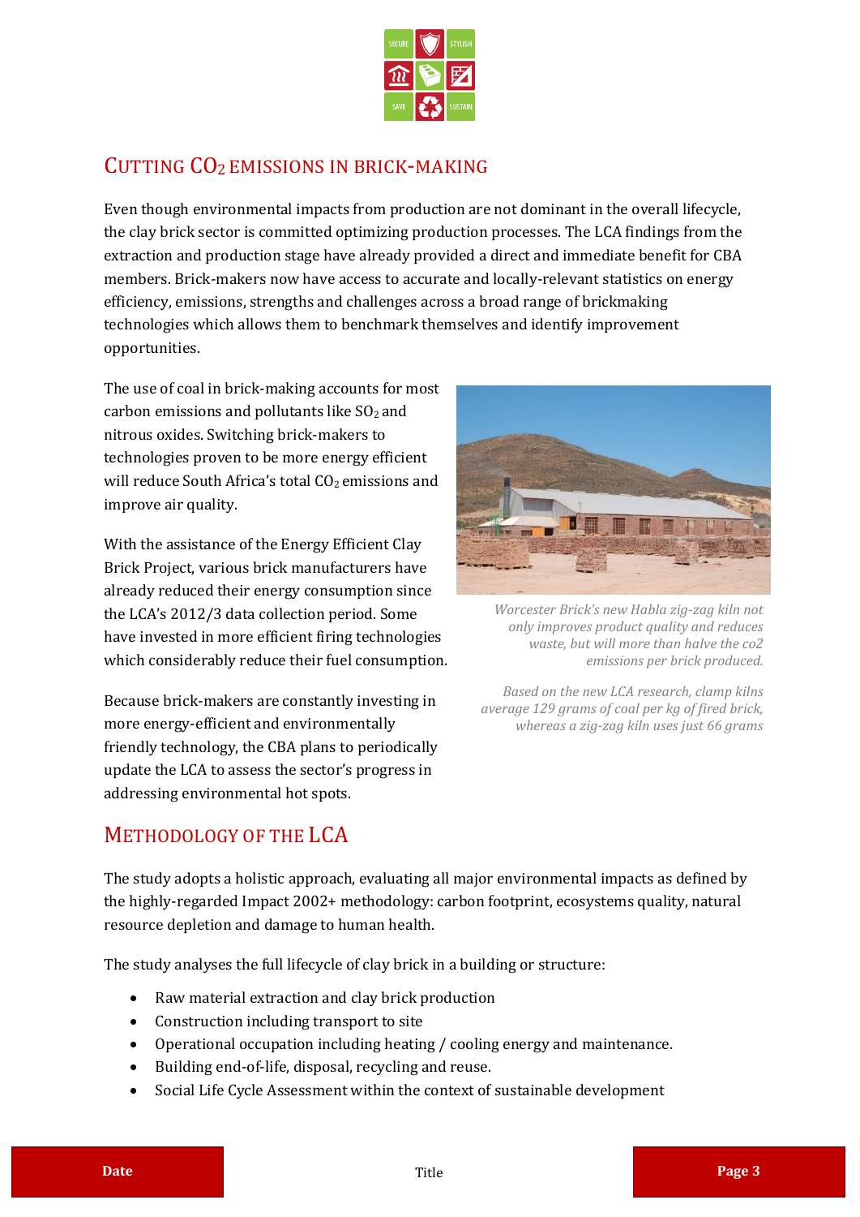## CUTTING $CO_2$ EMISSIONS IN BRICK-MAKING

Even though environmental impacts from production are not dominant in the overall lifecycle, the clay brick sector is committed optimizing production processes. The LCA findings from the extraction and production stage have already provided a direct and immediate benefit for CBA members. Brick-makers now have access to accurate and locally-relevant statistics on energy efficiency, emissions, strengths and challenges across a broad range of brickmaking technologies which allows them to benchmark themselves and identify improvement opportunities.

The use of coal in brick-making accounts for most carbon emissions and pollutants like $SO_2$ and nitrous oxides. Switching brick-makers to technologies proven to be more energy efficient will reduce South Africa's total $CO_2$ emissions and improve air quality.

With the assistance of the Energy Efficient Clay Brick Project, various brick manufacturers have already reduced their energy consumption since the LCA's 2012/3 data collection period. Some have invested in more efficient firing technologies which considerably reduce their fuel consumption.

Because brick-makers are constantly investing in more energy-efficient and environmentally friendly technology, the CBA plans to periodically update the LCA to assess the sector's progress in addressing environmental hot spots.

*Worcester Brick's new Habla zig-zag kiln not only improves product quality and reduces waste, but will more than halve the co2 emissions per brick produced.*

*Based on the new LCA research, clamp kilns average 129 grams of coal per kg of fired brick, whereas a zig-zag kiln uses just 66 grams*

## METHODOLOGY OF THE LCA

The study adopts a holistic approach, evaluating all major environmental impacts as defined by the highly-regarded Impact 2002+ methodology: carbon footprint, ecosystems quality, natural resource depletion and damage to human health.

The study analyses the full lifecycle of clay brick in a building or structure:

- Raw material extraction and clay brick production
- Construction including transport to site
- Operational occupation including heating / cooling energy and maintenance.
- Building end-of-life, disposal, recycling and reuse.
- Social Life Cycle Assessment within the context of sustainable development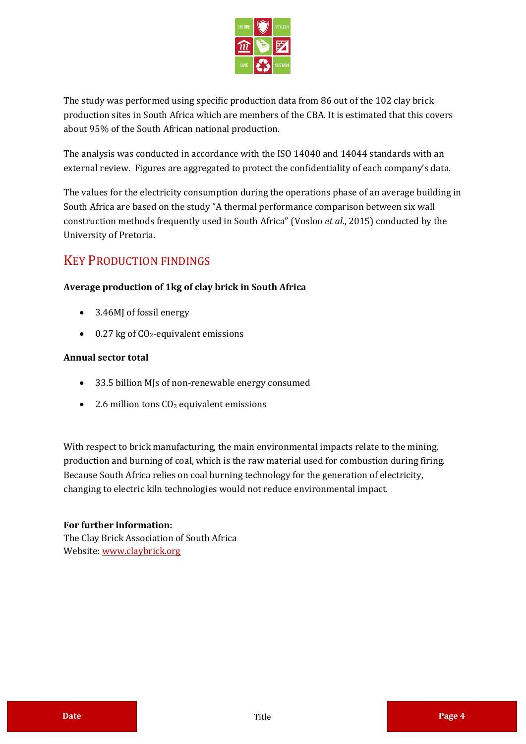The study was performed using specific production data from 86 out of the 102 clay brick production sites in South Africa which are members of the CBA. It is estimated that this covers about 95% of the South African national production.

The analysis was conducted in accordance with the ISO 14040 and 14044 standards with an external review. Figures are aggregated to protect the confidentiality of each company's data.

The values for the electricity consumption during the operations phase of an average building in South Africa are based on the study "A thermal performance comparison between six wall construction methods frequently used in South Africa" (Vosloo *et al*., 2015) conducted by the University of Pretoria.

## Key Production findings

**Average production of 1kg of clay brick in South Africa**

- 3.46MJ of fossil energy
- 0.27 kg of $CO_2$-equivalent emissions

**Annual sector total**

- 33.5 billion MJs of non-renewable energy consumed
- 2.6 million tons $CO_2$ equivalent emissions

With respect to brick manufacturing, the main environmental impacts relate to the mining, production and burning of coal, which is the raw material used for combustion during firing. Because South Africa relies on coal burning technology for the generation of electricity, changing to electric kiln technologies would not reduce environmental impact.

**For further information:**
The Clay Brick Association of South Africa
Website: [www.claybrick.org](www.claybrick.org)